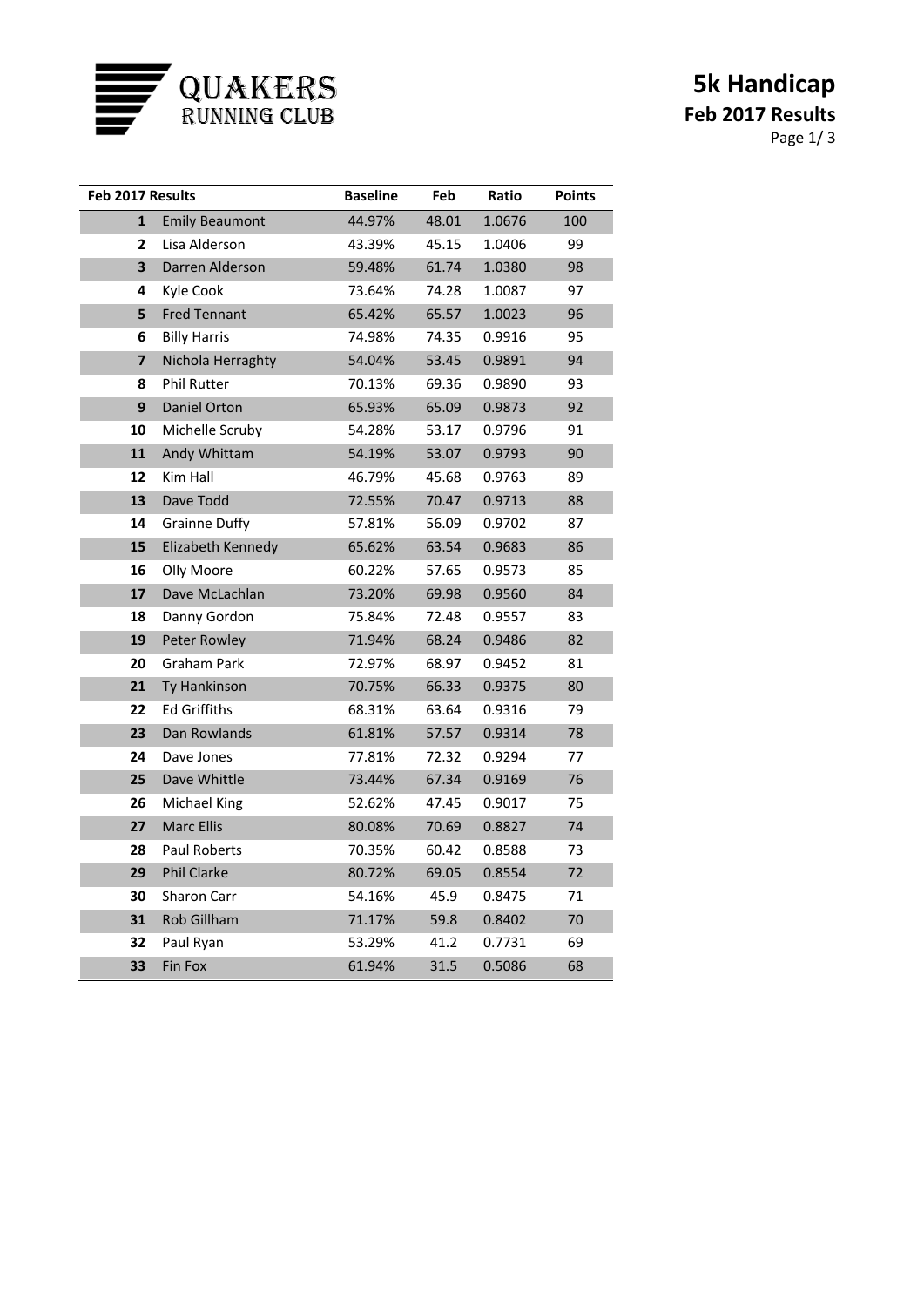QUAKERS RUNNING CLUB

# 5k Handicap
## Feb 2017 Results

| Feb 2017 Results | | Baseline | Feb | Ratio | Points |
|---|---|---|---|---|---|
| 1 | Emily Beaumont | 44.97% | 48.01 | 1.0676 | 100 |
| 2 | Lisa Alderson | 43.39% | 45.15 | 1.0406 | 99 |
| 3 | Darren Alderson | 59.48% | 61.74 | 1.0380 | 98 |
| 4 | Kyle Cook | 73.64% | 74.28 | 1.0087 | 97 |
| 5 | Fred Tennant | 65.42% | 65.57 | 1.0023 | 96 |
| 6 | Billy Harris | 74.98% | 74.35 | 0.9916 | 95 |
| 7 | Nichola Herraghty | 54.04% | 53.45 | 0.9891 | 94 |
| 8 | Phil Rutter | 70.13% | 69.36 | 0.9890 | 93 |
| 9 | Daniel Orton | 65.93% | 65.09 | 0.9873 | 92 |
| 10 | Michelle Scruby | 54.28% | 53.17 | 0.9796 | 91 |
| 11 | Andy Whittam | 54.19% | 53.07 | 0.9793 | 90 |
| 12 | Kim Hall | 46.79% | 45.68 | 0.9763 | 89 |
| 13 | Dave Todd | 72.55% | 70.47 | 0.9713 | 88 |
| 14 | Grainne Duffy | 57.81% | 56.09 | 0.9702 | 87 |
| 15 | Elizabeth Kennedy | 65.62% | 63.54 | 0.9683 | 86 |
| 16 | Olly Moore | 60.22% | 57.65 | 0.9573 | 85 |
| 17 | Dave McLachlan | 73.20% | 69.98 | 0.9560 | 84 |
| 18 | Danny Gordon | 75.84% | 72.48 | 0.9557 | 83 |
| 19 | Peter Rowley | 71.94% | 68.24 | 0.9486 | 82 |
| 20 | Graham Park | 72.97% | 68.97 | 0.9452 | 81 |
| 21 | Ty Hankinson | 70.75% | 66.33 | 0.9375 | 80 |
| 22 | Ed Griffiths | 68.31% | 63.64 | 0.9316 | 79 |
| 23 | Dan Rowlands | 61.81% | 57.57 | 0.9314 | 78 |
| 24 | Dave Jones | 77.81% | 72.32 | 0.9294 | 77 |
| 25 | Dave Whittle | 73.44% | 67.34 | 0.9169 | 76 |
| 26 | Michael King | 52.62% | 47.45 | 0.9017 | 75 |
| 27 | Marc Ellis | 80.08% | 70.69 | 0.8827 | 74 |
| 28 | Paul Roberts | 70.35% | 60.42 | 0.8588 | 73 |
| 29 | Phil Clarke | 80.72% | 69.05 | 0.8554 | 72 |
| 30 | Sharon Carr | 54.16% | 45.9 | 0.8475 | 71 |
| 31 | Rob Gillham | 71.17% | 59.8 | 0.8402 | 70 |
| 32 | Paul Ryan | 53.29% | 41.2 | 0.7731 | 69 |
| 33 | Fin Fox | 61.94% | 31.5 | 0.5086 | 68 |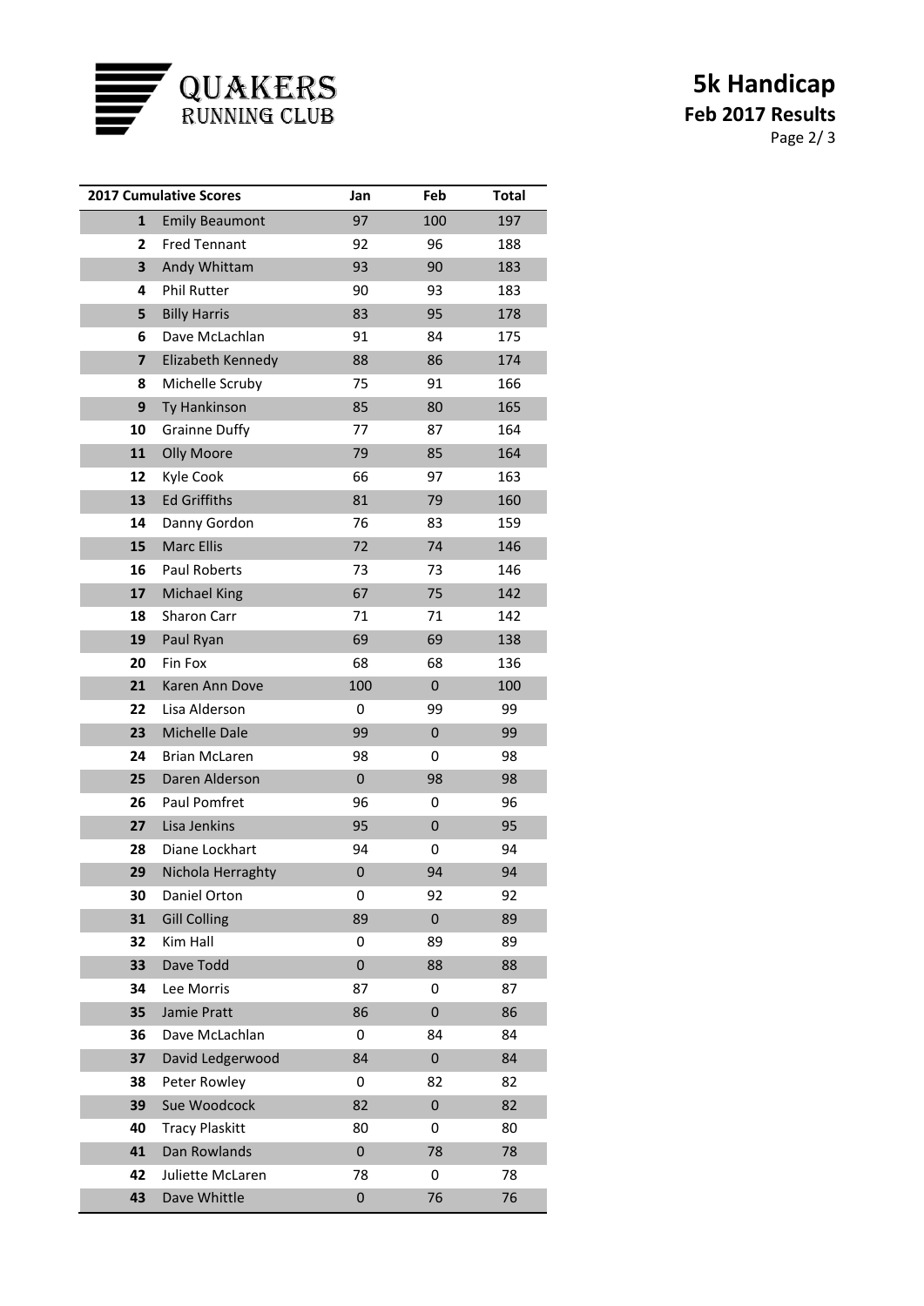# QUAKERS RUNNING CLUB

## 5k Handicap
**Feb 2017 Results**

| 2017 Cumulative Scores | | Jan | Feb | Total |
|---|---|---|---|---|
| **1** | Emily Beaumont | 97 | 100 | 197 |
| **2** | Fred Tennant | 92 | 96 | 188 |
| **3** | Andy Whittam | 93 | 90 | 183 |
| **4** | Phil Rutter | 90 | 93 | 183 |
| **5** | Billy Harris | 83 | 95 | 178 |
| **6** | Dave McLachlan | 91 | 84 | 175 |
| **7** | Elizabeth Kennedy | 88 | 86 | 174 |
| **8** | Michelle Scruby | 75 | 91 | 166 |
| **9** | Ty Hankinson | 85 | 80 | 165 |
| **10** | Grainne Duffy | 77 | 87 | 164 |
| **11** | Olly Moore | 79 | 85 | 164 |
| **12** | Kyle Cook | 66 | 97 | 163 |
| **13** | Ed Griffiths | 81 | 79 | 160 |
| **14** | Danny Gordon | 76 | 83 | 159 |
| **15** | Marc Ellis | 72 | 74 | 146 |
| **16** | Paul Roberts | 73 | 73 | 146 |
| **17** | Michael King | 67 | 75 | 142 |
| **18** | Sharon Carr | 71 | 71 | 142 |
| **19** | Paul Ryan | 69 | 69 | 138 |
| **20** | Fin Fox | 68 | 68 | 136 |
| **21** | Karen Ann Dove | 100 | 0 | 100 |
| **22** | Lisa Alderson | 0 | 99 | 99 |
| **23** | Michelle Dale | 99 | 0 | 99 |
| **24** | Brian McLaren | 98 | 0 | 98 |
| **25** | Daren Alderson | 0 | 98 | 98 |
| **26** | Paul Pomfret | 96 | 0 | 96 |
| **27** | Lisa Jenkins | 95 | 0 | 95 |
| **28** | Diane Lockhart | 94 | 0 | 94 |
| **29** | Nichola Herraghty | 0 | 94 | 94 |
| **30** | Daniel Orton | 0 | 92 | 92 |
| **31** | Gill Colling | 89 | 0 | 89 |
| **32** | Kim Hall | 0 | 89 | 89 |
| **33** | Dave Todd | 0 | 88 | 88 |
| **34** | Lee Morris | 87 | 0 | 87 |
| **35** | Jamie Pratt | 86 | 0 | 86 |
| **36** | Dave McLachlan | 0 | 84 | 84 |
| **37** | David Ledgerwood | 84 | 0 | 84 |
| **38** | Peter Rowley | 0 | 82 | 82 |
| **39** | Sue Woodcock | 82 | 0 | 82 |
| **40** | Tracy Plaskitt | 80 | 0 | 80 |
| **41** | Dan Rowlands | 0 | 78 | 78 |
| **42** | Juliette McLaren | 78 | 0 | 78 |
| **43** | Dave Whittle | 0 | 76 | 76 |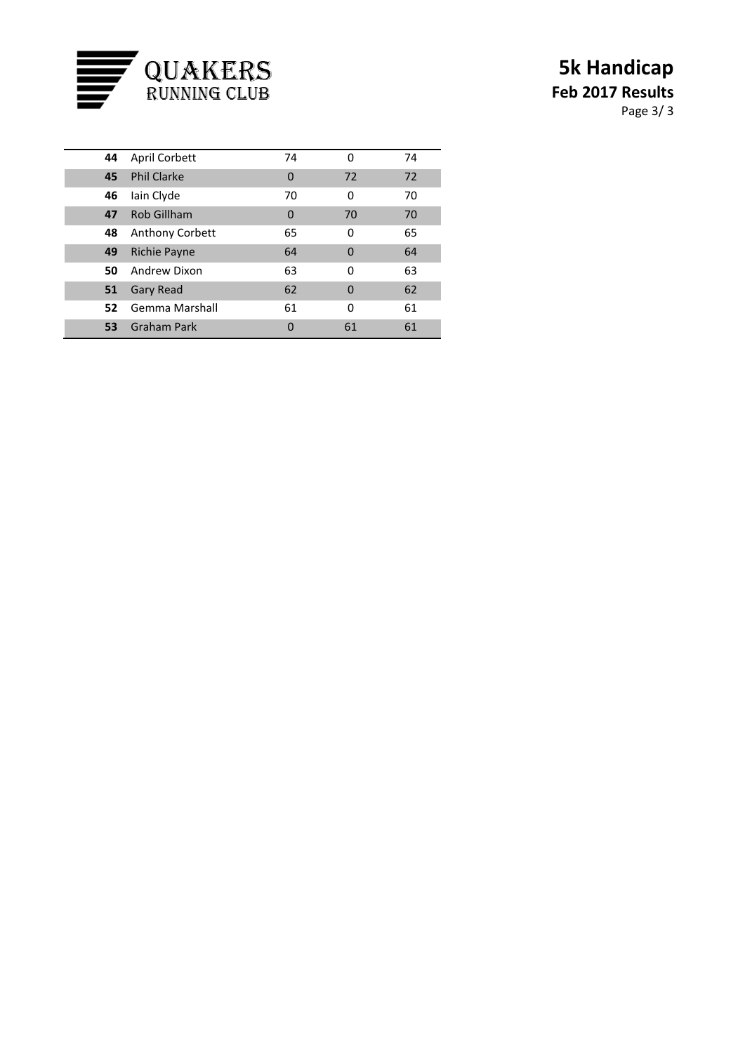QUAKERS RUNNING CLUB

# 5k Handicap

## Feb 2017 Results

| | | | | |
|---|---|---|---|---|
| **44** | April Corbett | 74 | 0 | 74 |
| **45** | Phil Clarke | 0 | 72 | 72 |
| **46** | Iain Clyde | 70 | 0 | 70 |
| **47** | Rob Gillham | 0 | 70 | 70 |
| **48** | Anthony Corbett | 65 | 0 | 65 |
| **49** | Richie Payne | 64 | 0 | 64 |
| **50** | Andrew Dixon | 63 | 0 | 63 |
| **51** | Gary Read | 62 | 0 | 62 |
| **52** | Gemma Marshall | 61 | 0 | 61 |
| **53** | Graham Park | 0 | 61 | 61 |